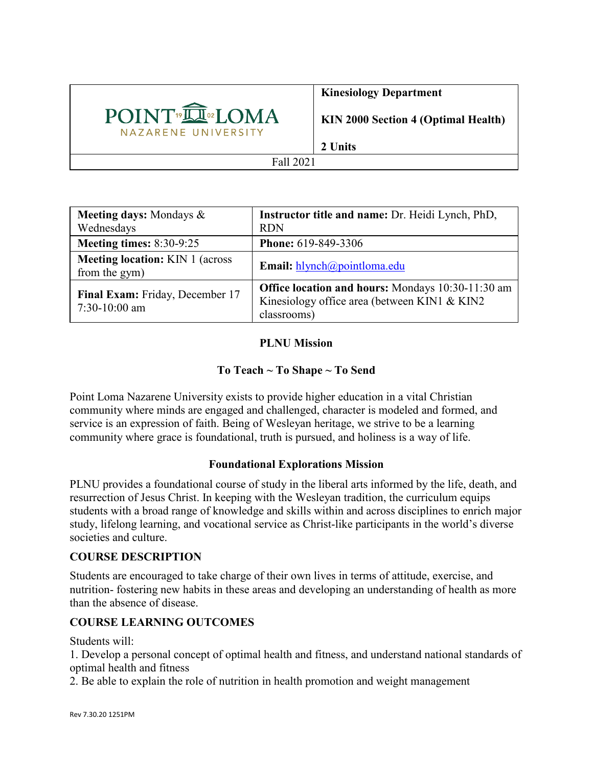| | |
|---|---|
| POINT LOMA NAZARENE UNIVERSITY | **Kinesiology Department**<br><br>**KIN 2000 Section 4 (Optimal Health)**<br><br>**2 Units** |
| Fall 2021 | |

| | |
|---|---|
| **Meeting days:** Mondays & Wednesdays | **Instructor title and name:** Dr. Heidi Lynch, PhD, RDN |
| **Meeting times:** 8:30-9:25 | **Phone:** 619-849-3306 |
| **Meeting location:** KIN 1 (across from the gym) | **Email:** hlynch@pointloma.edu |
| **Final Exam:** Friday, December 17 7:30-10:00 am | **Office location and hours:** Mondays 10:30-11:30 am Kinesiology office area (between KIN1 & KIN2 classrooms) |

## PLNU Mission

### To Teach ~ To Shape ~ To Send

Point Loma Nazarene University exists to provide higher education in a vital Christian community where minds are engaged and challenged, character is modeled and formed, and service is an expression of faith. Being of Wesleyan heritage, we strive to be a learning community where grace is foundational, truth is pursued, and holiness is a way of life.

## Foundational Explorations Mission

PLNU provides a foundational course of study in the liberal arts informed by the life, death, and resurrection of Jesus Christ. In keeping with the Wesleyan tradition, the curriculum equips students with a broad range of knowledge and skills within and across disciplines to enrich major study, lifelong learning, and vocational service as Christ-like participants in the world's diverse societies and culture.

## COURSE DESCRIPTION

Students are encouraged to take charge of their own lives in terms of attitude, exercise, and nutrition- fostering new habits in these areas and developing an understanding of health as more than the absence of disease.

## COURSE LEARNING OUTCOMES

Students will:

1. Develop a personal concept of optimal health and fitness, and understand national standards of optimal health and fitness
2. Be able to explain the role of nutrition in health promotion and weight management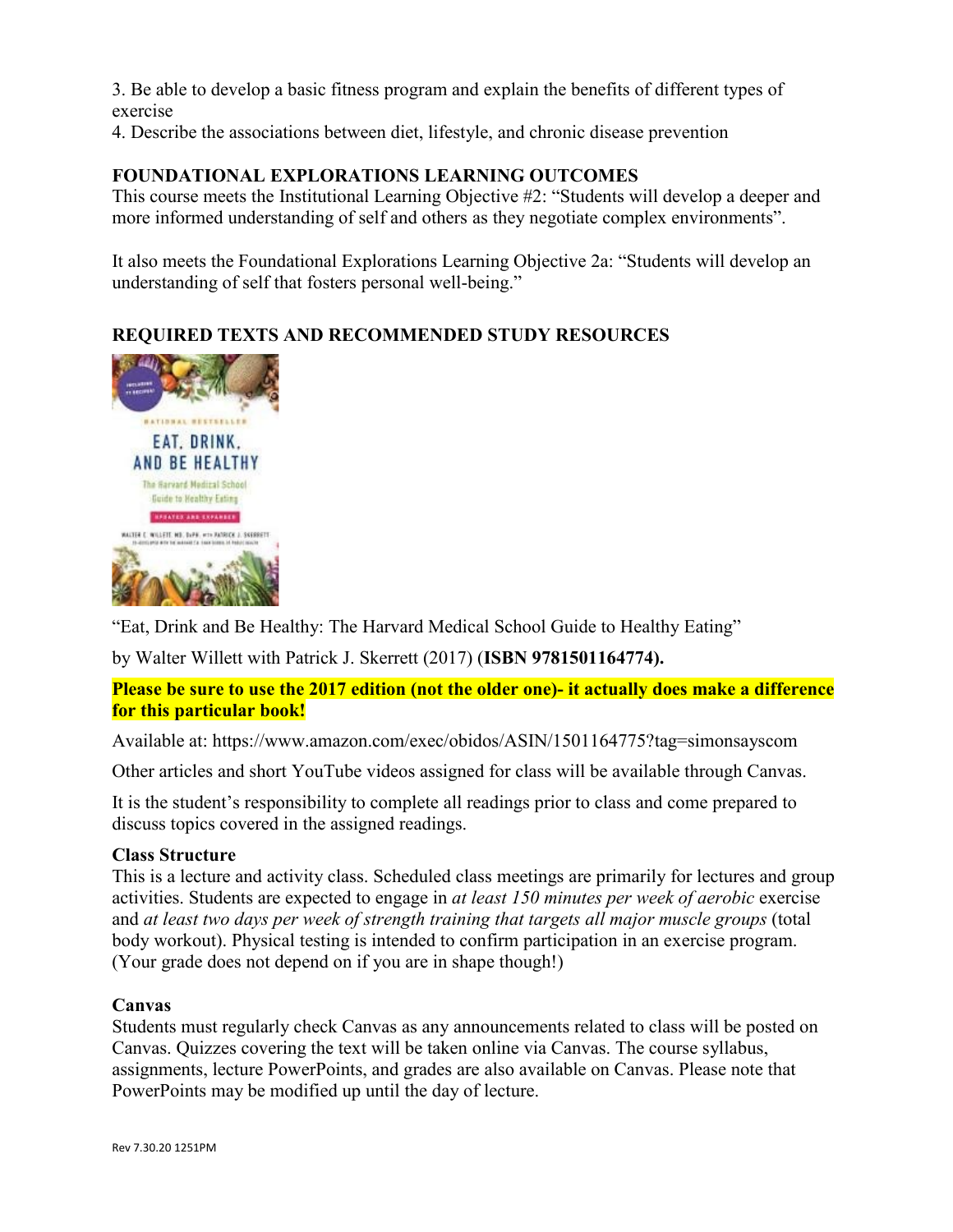3. Be able to develop a basic fitness program and explain the benefits of different types of exercise
4. Describe the associations between diet, lifestyle, and chronic disease prevention

## FOUNDATIONAL EXPLORATIONS LEARNING OUTCOMES

This course meets the Institutional Learning Objective #2: "Students will develop a deeper and more informed understanding of self and others as they negotiate complex environments".

It also meets the Foundational Explorations Learning Objective 2a: "Students will develop an understanding of self that fosters personal well-being."

## REQUIRED TEXTS AND RECOMMENDED STUDY RESOURCES

"Eat, Drink and Be Healthy: The Harvard Medical School Guide to Healthy Eating"

by Walter Willett with Patrick J. Skerrett (2017) (**ISBN 9781501164774).**

**Please be sure to use the 2017 edition (not the older one)- it actually does make a difference for this particular book!**

Available at: https://www.amazon.com/exec/obidos/ASIN/1501164775?tag=simonsayscom

Other articles and short YouTube videos assigned for class will be available through Canvas.

It is the student's responsibility to complete all readings prior to class and come prepared to discuss topics covered in the assigned readings.

### Class Structure

This is a lecture and activity class. Scheduled class meetings are primarily for lectures and group activities. Students are expected to engage in *at least 150 minutes per week of aerobic* exercise and *at least two days per week of strength training that targets all major muscle groups* (total body workout). Physical testing is intended to confirm participation in an exercise program. (Your grade does not depend on if you are in shape though!)

### Canvas

Students must regularly check Canvas as any announcements related to class will be posted on Canvas. Quizzes covering the text will be taken online via Canvas. The course syllabus, assignments, lecture PowerPoints, and grades are also available on Canvas. Please note that PowerPoints may be modified up until the day of lecture.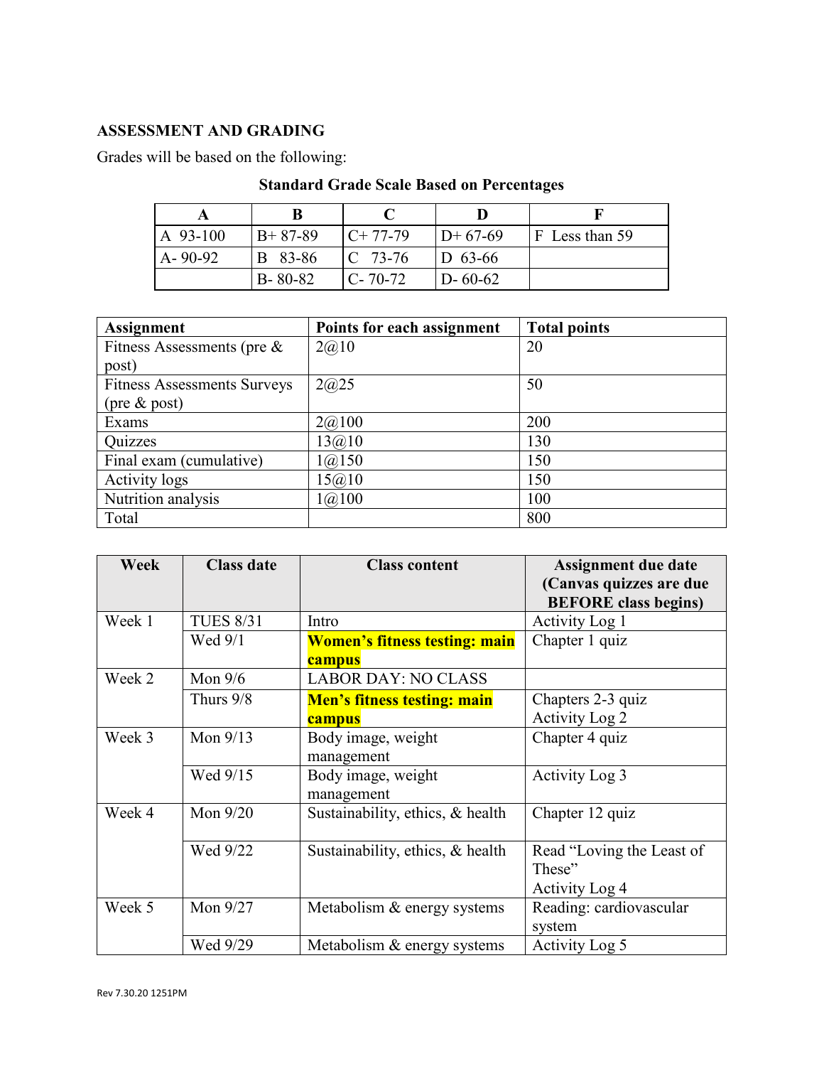**ASSESSMENT AND GRADING**

Grades will be based on the following:

**Standard Grade Scale Based on Percentages**

| A | B | C | D | F |
|---|---|---|---|---|
| A 93-100 | B+ 87-89 | C+ 77-79 | D+ 67-69 | F Less than 59 |
| A- 90-92 | B 83-86 | C 73-76 | D 63-66 | |
| | B- 80-82 | C- 70-72 | D- 60-62 | |

| Assignment | Points for each assignment | Total points |
|---|---|---|
| Fitness Assessments (pre & post) | 2@10 | 20 |
| Fitness Assessments Surveys (pre & post) | 2@25 | 50 |
| Exams | 2@100 | 200 |
| Quizzes | 13@10 | 130 |
| Final exam (cumulative) | 1@150 | 150 |
| Activity logs | 15@10 | 150 |
| Nutrition analysis | 1@100 | 100 |
| Total | | 800 |

| Week | Class date | Class content | Assignment due date (Canvas quizzes are due BEFORE class begins) |
|---|---|---|---|
| Week 1 | TUES 8/31 | Intro | Activity Log 1 |
| | Wed 9/1 | **Women's fitness testing: main campus** | Chapter 1 quiz |
| Week 2 | Mon 9/6 | LABOR DAY: NO CLASS | |
| | Thurs 9/8 | **Men's fitness testing: main campus** | Chapters 2-3 quiz<br>Activity Log 2 |
| Week 3 | Mon 9/13 | Body image, weight management | Chapter 4 quiz |
| | Wed 9/15 | Body image, weight management | Activity Log 3 |
| Week 4 | Mon 9/20 | Sustainability, ethics, & health | Chapter 12 quiz |
| | Wed 9/22 | Sustainability, ethics, & health | Read "Loving the Least of These"<br>Activity Log 4 |
| Week 5 | Mon 9/27 | Metabolism & energy systems | Reading: cardiovascular system |
| | Wed 9/29 | Metabolism & energy systems | Activity Log 5 |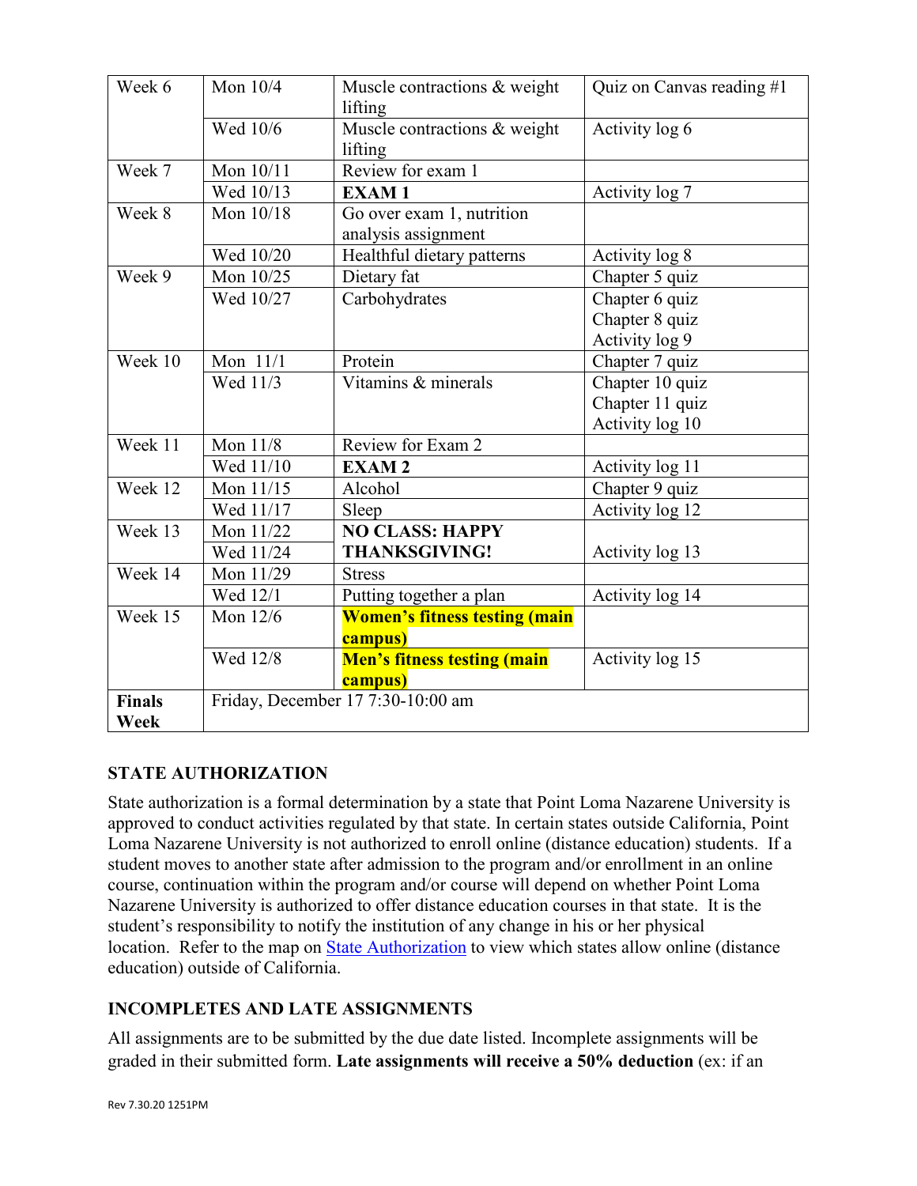| | | | |
|---|---|---|---|
| Week 6 | Mon 10/4 | Muscle contractions & weight lifting | Quiz on Canvas reading #1 |
| | Wed 10/6 | Muscle contractions & weight lifting | Activity log 6 |
| Week 7 | Mon 10/11 | Review for exam 1 | |
| | Wed 10/13 | **EXAM 1** | Activity log 7 |
| Week 8 | Mon 10/18 | Go over exam 1, nutrition analysis assignment | |
| | Wed 10/20 | Healthful dietary patterns | Activity log 8 |
| Week 9 | Mon 10/25 | Dietary fat | Chapter 5 quiz |
| | Wed 10/27 | Carbohydrates | Chapter 6 quiz<br>Chapter 8 quiz<br>Activity log 9 |
| Week 10 | Mon 11/1 | Protein | Chapter 7 quiz |
| | Wed 11/3 | Vitamins & minerals | Chapter 10 quiz<br>Chapter 11 quiz<br>Activity log 10 |
| Week 11 | Mon 11/8 | Review for Exam 2 | |
| | Wed 11/10 | **EXAM 2** | Activity log 11 |
| Week 12 | Mon 11/15 | Alcohol | Chapter 9 quiz |
| | Wed 11/17 | Sleep | Activity log 12 |
| Week 13 | Mon 11/22 | **NO CLASS: HAPPY THANKSGIVING!** | |
| | Wed 11/24 | | Activity log 13 |
| Week 14 | Mon 11/29 | Stress | |
| | Wed 12/1 | Putting together a plan | Activity log 14 |
| Week 15 | Mon 12/6 | **Women's fitness testing (main campus)** | |
| | Wed 12/8 | **Men's fitness testing (main campus)** | Activity log 15 |
| **Finals Week** | Friday, December 17 7:30-10:00 am | | |

## STATE AUTHORIZATION

State authorization is a formal determination by a state that Point Loma Nazarene University is approved to conduct activities regulated by that state. In certain states outside California, Point Loma Nazarene University is not authorized to enroll online (distance education) students. If a student moves to another state after admission to the program and/or enrollment in an online course, continuation within the program and/or course will depend on whether Point Loma Nazarene University is authorized to offer distance education courses in that state. It is the student's responsibility to notify the institution of any change in his or her physical location. Refer to the map on State Authorization to view which states allow online (distance education) outside of California.

## INCOMPLETES AND LATE ASSIGNMENTS

All assignments are to be submitted by the due date listed. Incomplete assignments will be graded in their submitted form. **Late assignments will receive a 50% deduction** (ex: if an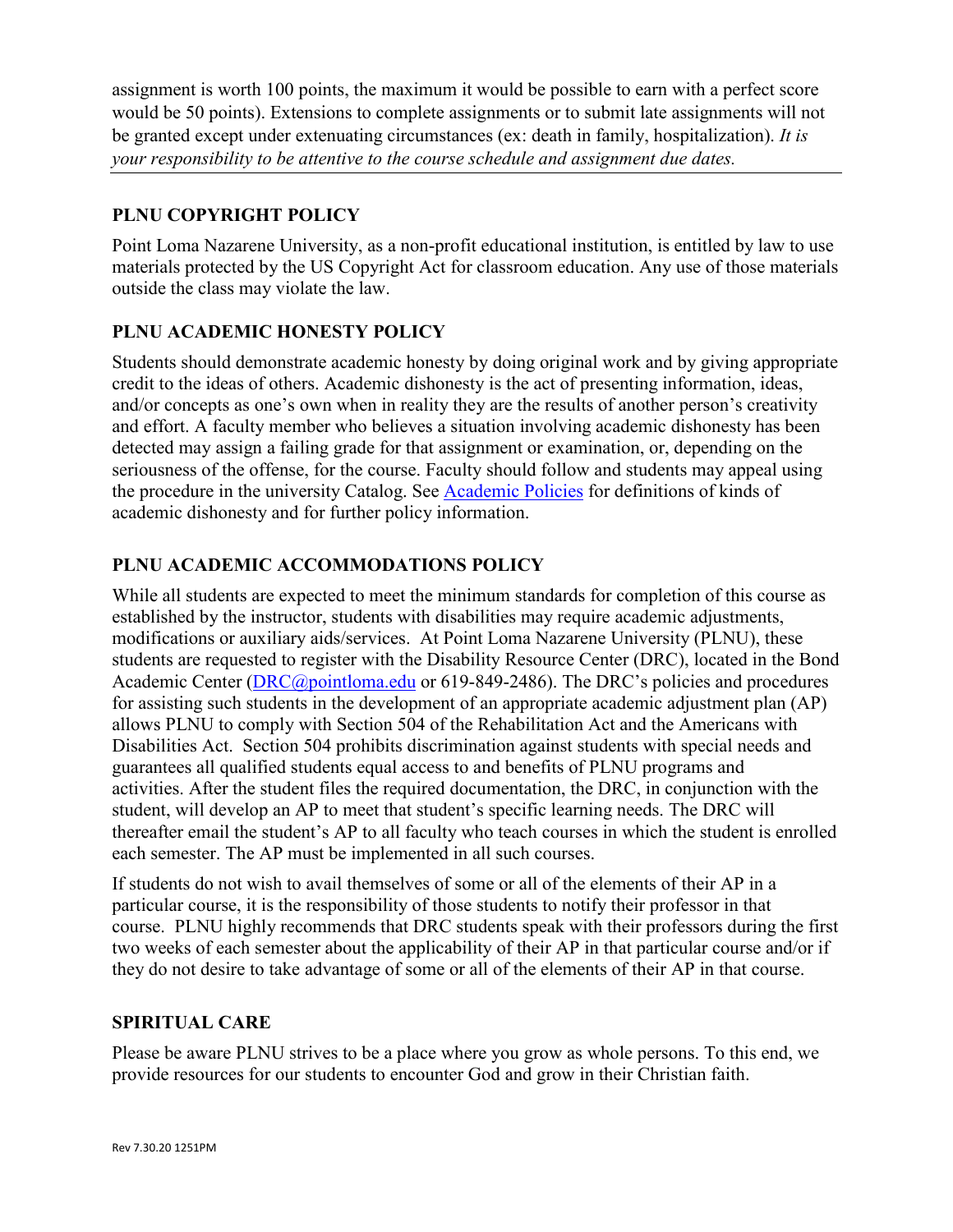assignment is worth 100 points, the maximum it would be possible to earn with a perfect score would be 50 points). Extensions to complete assignments or to submit late assignments will not be granted except under extenuating circumstances (ex: death in family, hospitalization). *It is your responsibility to be attentive to the course schedule and assignment due dates.*

---

### PLNU COPYRIGHT POLICY

Point Loma Nazarene University, as a non-profit educational institution, is entitled by law to use materials protected by the US Copyright Act for classroom education. Any use of those materials outside the class may violate the law.

### PLNU ACADEMIC HONESTY POLICY

Students should demonstrate academic honesty by doing original work and by giving appropriate credit to the ideas of others. Academic dishonesty is the act of presenting information, ideas, and/or concepts as one's own when in reality they are the results of another person's creativity and effort. A faculty member who believes a situation involving academic dishonesty has been detected may assign a failing grade for that assignment or examination, or, depending on the seriousness of the offense, for the course. Faculty should follow and students may appeal using the procedure in the university Catalog. See [Academic Policies] for definitions of kinds of academic dishonesty and for further policy information.

### PLNU ACADEMIC ACCOMMODATIONS POLICY

While all students are expected to meet the minimum standards for completion of this course as established by the instructor, students with disabilities may require academic adjustments, modifications or auxiliary aids/services. At Point Loma Nazarene University (PLNU), these students are requested to register with the Disability Resource Center (DRC), located in the Bond Academic Center (DRC@pointloma.edu or 619-849-2486). The DRC's policies and procedures for assisting such students in the development of an appropriate academic adjustment plan (AP) allows PLNU to comply with Section 504 of the Rehabilitation Act and the Americans with Disabilities Act. Section 504 prohibits discrimination against students with special needs and guarantees all qualified students equal access to and benefits of PLNU programs and activities. After the student files the required documentation, the DRC, in conjunction with the student, will develop an AP to meet that student's specific learning needs. The DRC will thereafter email the student's AP to all faculty who teach courses in which the student is enrolled each semester. The AP must be implemented in all such courses.

If students do not wish to avail themselves of some or all of the elements of their AP in a particular course, it is the responsibility of those students to notify their professor in that course. PLNU highly recommends that DRC students speak with their professors during the first two weeks of each semester about the applicability of their AP in that particular course and/or if they do not desire to take advantage of some or all of the elements of their AP in that course.

### SPIRITUAL CARE

Please be aware PLNU strives to be a place where you grow as whole persons. To this end, we provide resources for our students to encounter God and grow in their Christian faith.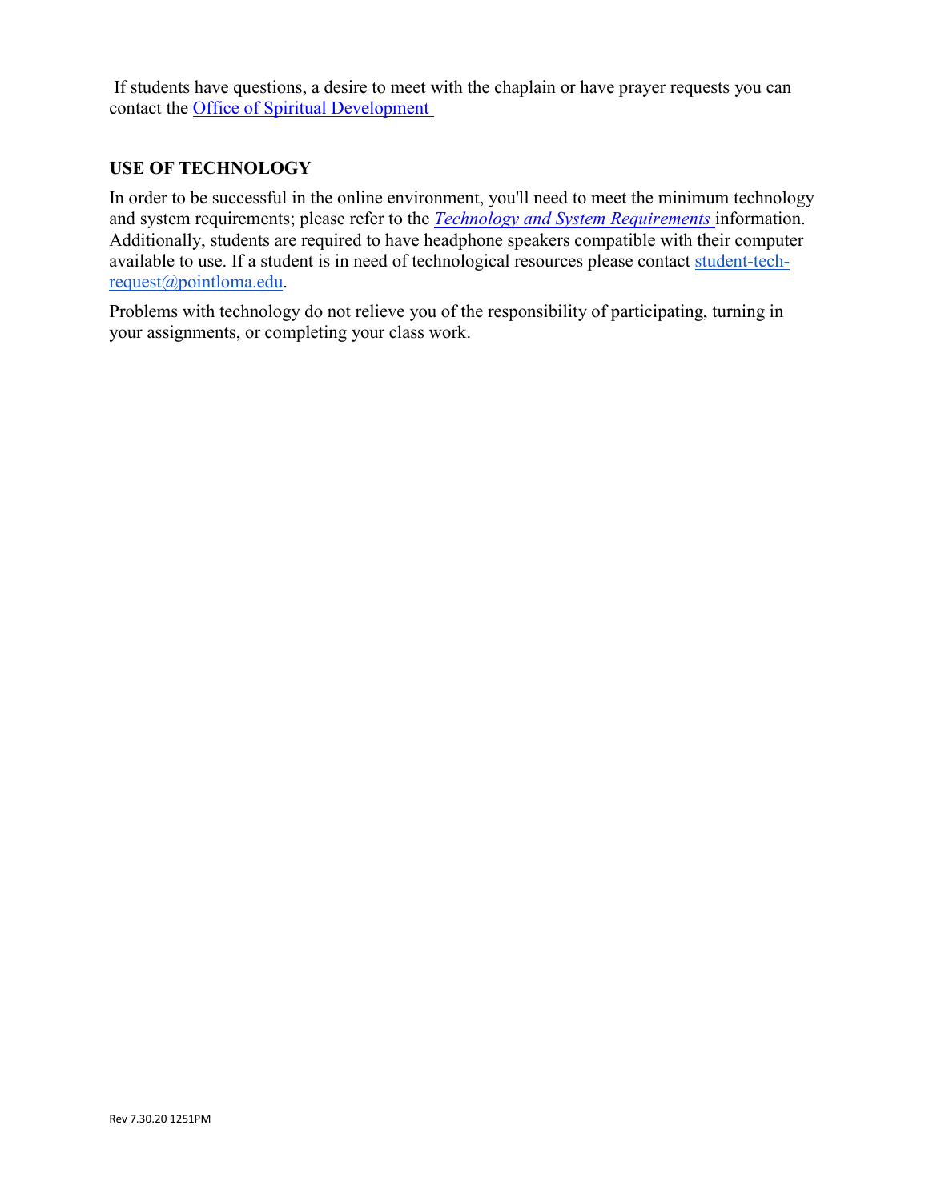If students have questions, a desire to meet with the chaplain or have prayer requests you can contact the Office of Spiritual Development

**USE OF TECHNOLOGY**

In order to be successful in the online environment, you'll need to meet the minimum technology and system requirements; please refer to the *Technology and System Requirements* information. Additionally, students are required to have headphone speakers compatible with their computer available to use. If a student is in need of technological resources please contact student-tech-request@pointloma.edu.

Problems with technology do not relieve you of the responsibility of participating, turning in your assignments, or completing your class work.

Rev 7.30.20 1251PM